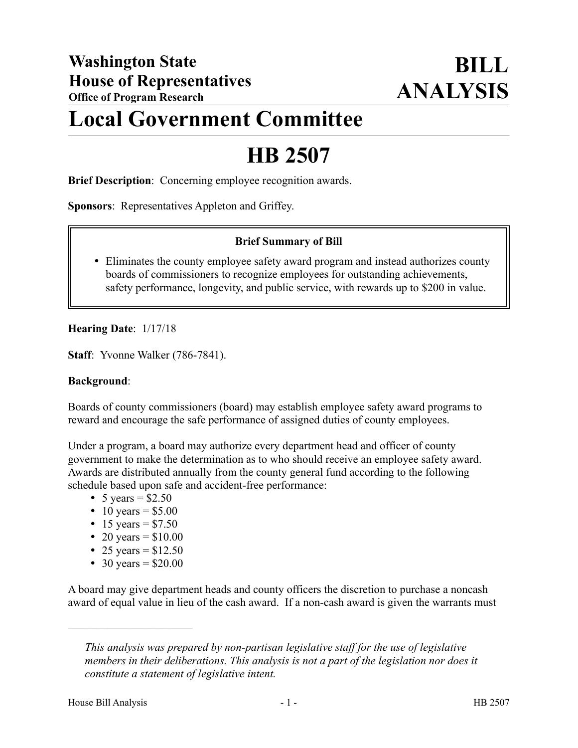# Washington State House of Representatives

**Office of Program Research**

# BILL ANALYSIS

# Local Government Committee

# HB 2507

**Brief Description**: Concerning employee recognition awards.

**Sponsors**: Representatives Appleton and Griffey.

**Brief Summary of Bill**

- Eliminates the county employee safety award program and instead authorizes county boards of commissioners to recognize employees for outstanding achievements, safety performance, longevity, and public service, with rewards up to $200 in value.

**Hearing Date**: 1/17/18

**Staff**: Yvonne Walker (786-7841).

**Background**:

Boards of county commissioners (board) may establish employee safety award programs to reward and encourage the safe performance of assigned duties of county employees.

Under a program, a board may authorize every department head and officer of county government to make the determination as to who should receive an employee safety award. Awards are distributed annually from the county general fund according to the following schedule based upon safe and accident-free performance:

- 5 years = $2.50
- 10 years = $5.00
- 15 years = $7.50
- 20 years = $10.00
- 25 years = $12.50
- 30 years = $20.00

A board may give department heads and county officers the discretion to purchase a noncash award of equal value in lieu of the cash award. If a non-cash award is given the warrants must

---

*This analysis was prepared by non-partisan legislative staff for the use of legislative members in their deliberations. This analysis is not a part of the legislation nor does it constitute a statement of legislative intent.*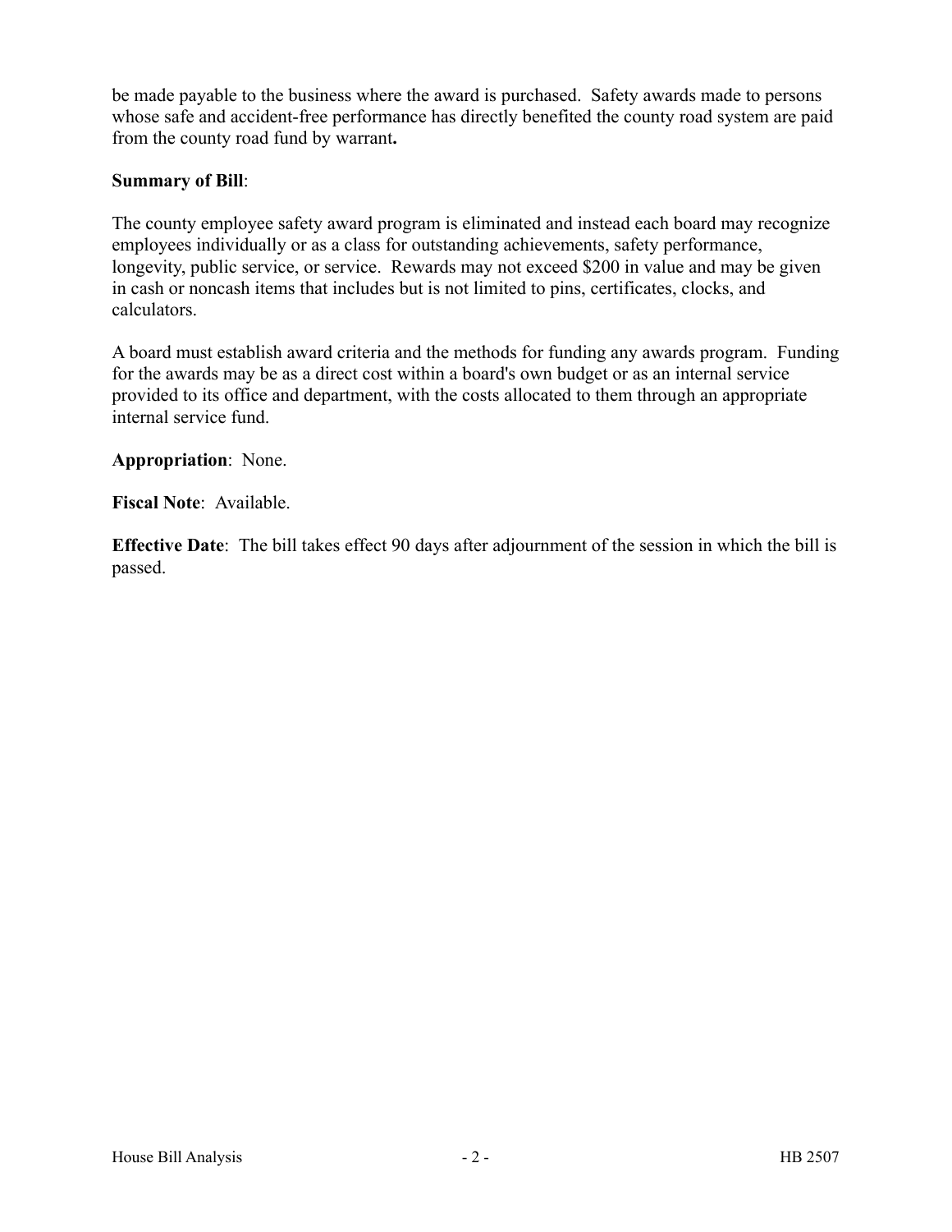be made payable to the business where the award is purchased. Safety awards made to persons whose safe and accident-free performance has directly benefited the county road system are paid from the county road fund by warrant**.**

**Summary of Bill**:

The county employee safety award program is eliminated and instead each board may recognize employees individually or as a class for outstanding achievements, safety performance, longevity, public service, or service. Rewards may not exceed $200 in value and may be given in cash or noncash items that includes but is not limited to pins, certificates, clocks, and calculators.

A board must establish award criteria and the methods for funding any awards program. Funding for the awards may be as a direct cost within a board's own budget or as an internal service provided to its office and department, with the costs allocated to them through an appropriate internal service fund.

**Appropriation**: None.

**Fiscal Note**: Available.

**Effective Date**: The bill takes effect 90 days after adjournment of the session in which the bill is passed.